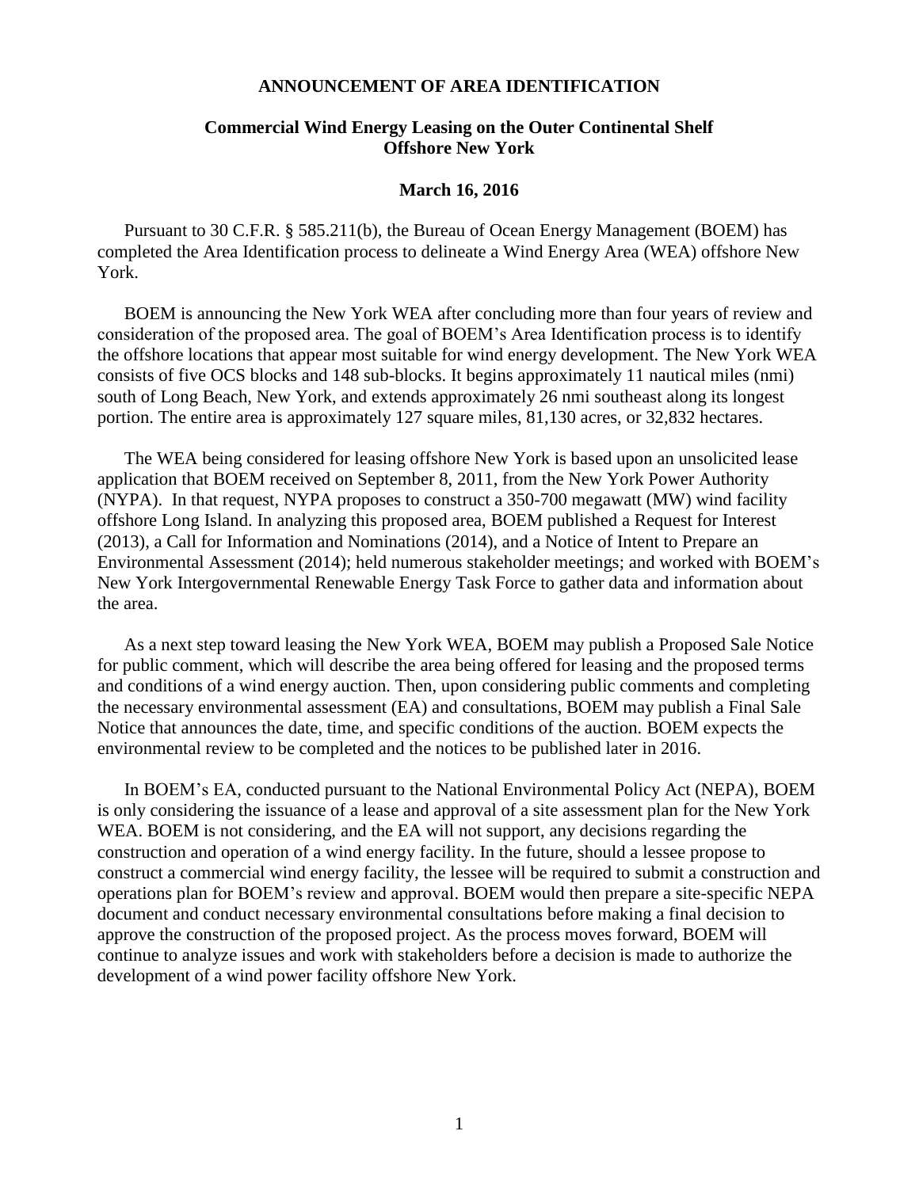**ANNOUNCEMENT OF AREA IDENTIFICATION**

**Commercial Wind Energy Leasing on the Outer Continental Shelf Offshore New York**

**March 16, 2016**

Pursuant to 30 C.F.R. § 585.211(b), the Bureau of Ocean Energy Management (BOEM) has completed the Area Identification process to delineate a Wind Energy Area (WEA) offshore New York.

BOEM is announcing the New York WEA after concluding more than four years of review and consideration of the proposed area. The goal of BOEM's Area Identification process is to identify the offshore locations that appear most suitable for wind energy development. The New York WEA consists of five OCS blocks and 148 sub-blocks. It begins approximately 11 nautical miles (nmi) south of Long Beach, New York, and extends approximately 26 nmi southeast along its longest portion. The entire area is approximately 127 square miles, 81,130 acres, or 32,832 hectares.

The WEA being considered for leasing offshore New York is based upon an unsolicited lease application that BOEM received on September 8, 2011, from the New York Power Authority (NYPA). In that request, NYPA proposes to construct a 350-700 megawatt (MW) wind facility offshore Long Island. In analyzing this proposed area, BOEM published a Request for Interest (2013), a Call for Information and Nominations (2014), and a Notice of Intent to Prepare an Environmental Assessment (2014); held numerous stakeholder meetings; and worked with BOEM's New York Intergovernmental Renewable Energy Task Force to gather data and information about the area.

As a next step toward leasing the New York WEA, BOEM may publish a Proposed Sale Notice for public comment, which will describe the area being offered for leasing and the proposed terms and conditions of a wind energy auction. Then, upon considering public comments and completing the necessary environmental assessment (EA) and consultations, BOEM may publish a Final Sale Notice that announces the date, time, and specific conditions of the auction. BOEM expects the environmental review to be completed and the notices to be published later in 2016.

In BOEM's EA, conducted pursuant to the National Environmental Policy Act (NEPA), BOEM is only considering the issuance of a lease and approval of a site assessment plan for the New York WEA. BOEM is not considering, and the EA will not support, any decisions regarding the construction and operation of a wind energy facility. In the future, should a lessee propose to construct a commercial wind energy facility, the lessee will be required to submit a construction and operations plan for BOEM's review and approval. BOEM would then prepare a site-specific NEPA document and conduct necessary environmental consultations before making a final decision to approve the construction of the proposed project. As the process moves forward, BOEM will continue to analyze issues and work with stakeholders before a decision is made to authorize the development of a wind power facility offshore New York.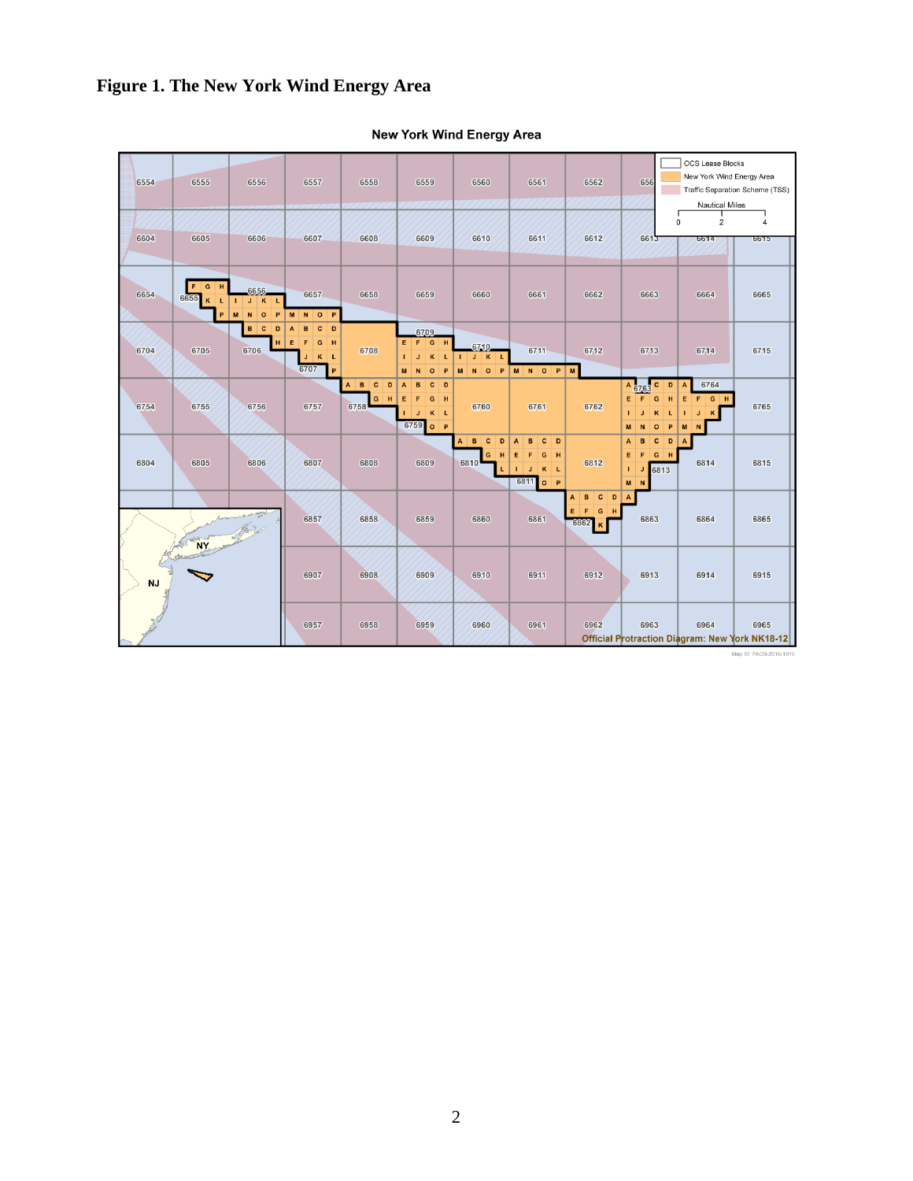**Figure 1. The New York Wind Energy Area**

New York Wind Energy Area

OCS Lease Blocks
New York Wind Energy Area
Traffic Separation Scheme (TSS)
Nautical Miles
0 2 4

Official Protraction Diagram: New York NK18-12

Map ID: PACB-2016-1015